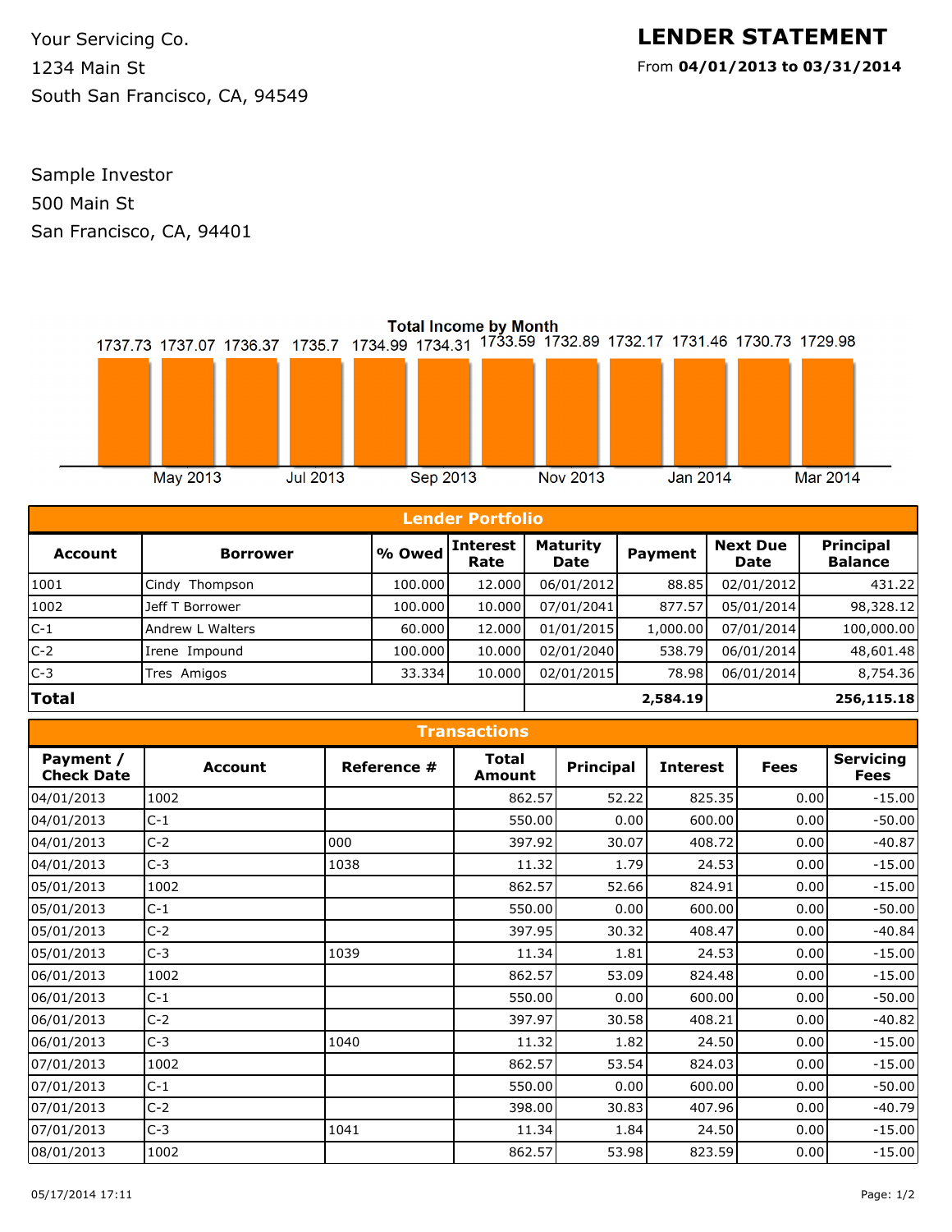Your Servicing Co.
1234 Main St
South San Francisco, CA, 94549

# LENDER STATEMENT

From **04/01/2013 to 03/31/2014**

Sample Investor
500 Main St
San Francisco, CA, 94401

**Total Income by Month**

| Month | Total Income |
|---|---|
| Apr 2013 | 1737.73 |
| May 2013 | 1737.07 |
| Jun 2013 | 1736.37 |
| Jul 2013 | 1735.7 |
| Aug 2013 | 1734.99 |
| Sep 2013 | 1734.31 |
| Oct 2013 | 1733.59 |
| Nov 2013 | 1732.89 |
| Dec 2013 | 1732.17 |
| Jan 2014 | 1731.46 |
| Feb 2014 | 1730.73 |
| Mar 2014 | 1729.98 |

## Lender Portfolio

| Account | Borrower | % Owed | Interest Rate | Maturity Date | Payment | Next Due Date | Principal Balance |
|---|---|---|---|---|---|---|---|
| 1001 | Cindy Thompson | 100.000 | 12.000 | 06/01/2012 | 88.85 | 02/01/2012 | 431.22 |
| 1002 | Jeff T Borrower | 100.000 | 10.000 | 07/01/2041 | 877.57 | 05/01/2014 | 98,328.12 |
| C-1 | Andrew L Walters | 60.000 | 12.000 | 01/01/2015 | 1,000.00 | 07/01/2014 | 100,000.00 |
| C-2 | Irene Impound | 100.000 | 10.000 | 02/01/2040 | 538.79 | 06/01/2014 | 48,601.48 |
| C-3 | Tres Amigos | 33.334 | 10.000 | 02/01/2015 | 78.98 | 06/01/2014 | 8,754.36 |
| **Total** | | | | | **2,584.19** | | **256,115.18** |

## Transactions

| Payment / Check Date | Account | Reference # | Total Amount | Principal | Interest | Fees | Servicing Fees |
|---|---|---|---|---|---|---|---|
| 04/01/2013 | 1002 | | 862.57 | 52.22 | 825.35 | 0.00 | -15.00 |
| 04/01/2013 | C-1 | | 550.00 | 0.00 | 600.00 | 0.00 | -50.00 |
| 04/01/2013 | C-2 | 000 | 397.92 | 30.07 | 408.72 | 0.00 | -40.87 |
| 04/01/2013 | C-3 | 1038 | 11.32 | 1.79 | 24.53 | 0.00 | -15.00 |
| 05/01/2013 | 1002 | | 862.57 | 52.66 | 824.91 | 0.00 | -15.00 |
| 05/01/2013 | C-1 | | 550.00 | 0.00 | 600.00 | 0.00 | -50.00 |
| 05/01/2013 | C-2 | | 397.95 | 30.32 | 408.47 | 0.00 | -40.84 |
| 05/01/2013 | C-3 | 1039 | 11.34 | 1.81 | 24.53 | 0.00 | -15.00 |
| 06/01/2013 | 1002 | | 862.57 | 53.09 | 824.48 | 0.00 | -15.00 |
| 06/01/2013 | C-1 | | 550.00 | 0.00 | 600.00 | 0.00 | -50.00 |
| 06/01/2013 | C-2 | | 397.97 | 30.58 | 408.21 | 0.00 | -40.82 |
| 06/01/2013 | C-3 | 1040 | 11.32 | 1.82 | 24.50 | 0.00 | -15.00 |
| 07/01/2013 | 1002 | | 862.57 | 53.54 | 824.03 | 0.00 | -15.00 |
| 07/01/2013 | C-1 | | 550.00 | 0.00 | 600.00 | 0.00 | -50.00 |
| 07/01/2013 | C-2 | | 398.00 | 30.83 | 407.96 | 0.00 | -40.79 |
| 07/01/2013 | C-3 | 1041 | 11.34 | 1.84 | 24.50 | 0.00 | -15.00 |
| 08/01/2013 | 1002 | | 862.57 | 53.98 | 823.59 | 0.00 | -15.00 |

05/17/2014 17:11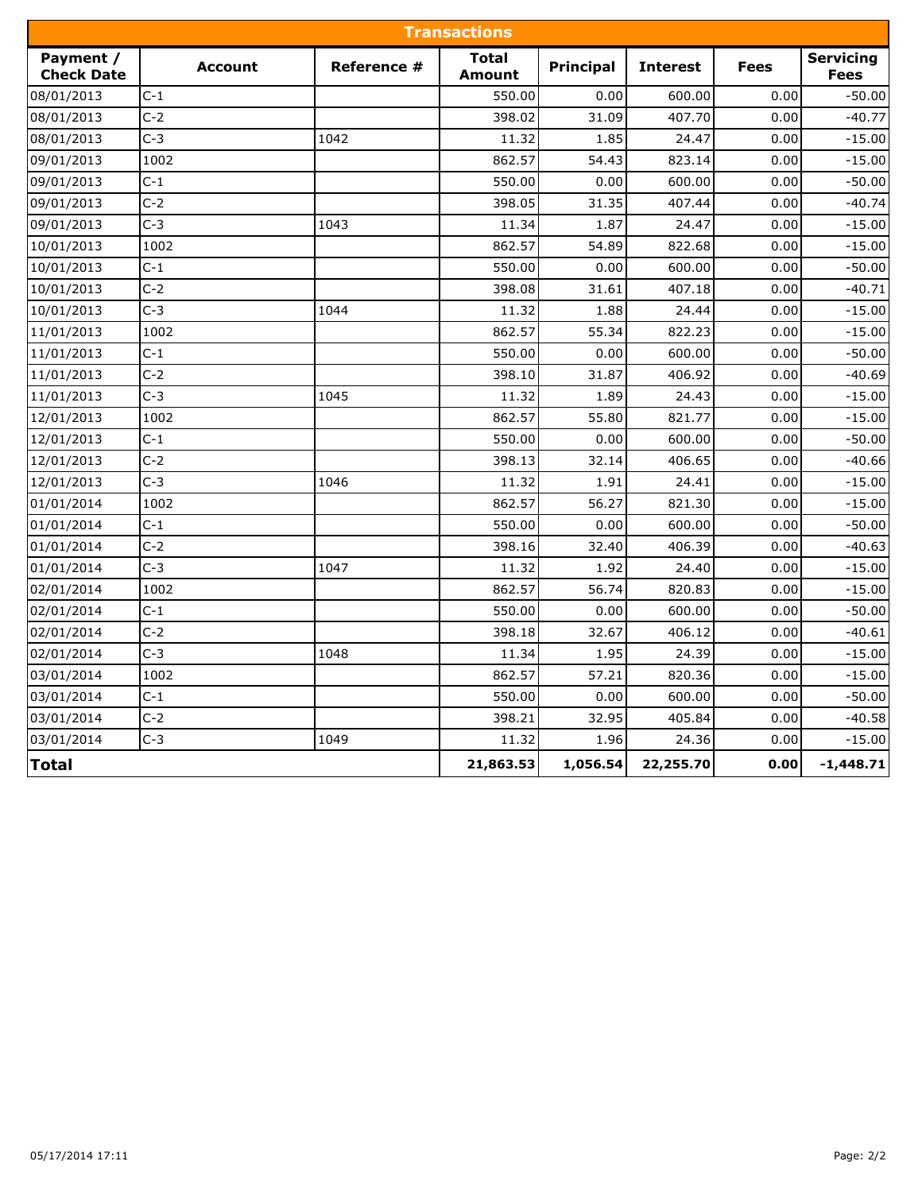| Transactions | | | | | | | |
|---|---|---|---|---|---|---|---|
| **Payment / Check Date** | **Account** | **Reference #** | **Total Amount** | **Principal** | **Interest** | **Fees** | **Servicing Fees** |
| 08/01/2013 | C-1 | | 550.00 | 0.00 | 600.00 | 0.00 | -50.00 |
| 08/01/2013 | C-2 | | 398.02 | 31.09 | 407.70 | 0.00 | -40.77 |
| 08/01/2013 | C-3 | 1042 | 11.32 | 1.85 | 24.47 | 0.00 | -15.00 |
| 09/01/2013 | 1002 | | 862.57 | 54.43 | 823.14 | 0.00 | -15.00 |
| 09/01/2013 | C-1 | | 550.00 | 0.00 | 600.00 | 0.00 | -50.00 |
| 09/01/2013 | C-2 | | 398.05 | 31.35 | 407.44 | 0.00 | -40.74 |
| 09/01/2013 | C-3 | 1043 | 11.34 | 1.87 | 24.47 | 0.00 | -15.00 |
| 10/01/2013 | 1002 | | 862.57 | 54.89 | 822.68 | 0.00 | -15.00 |
| 10/01/2013 | C-1 | | 550.00 | 0.00 | 600.00 | 0.00 | -50.00 |
| 10/01/2013 | C-2 | | 398.08 | 31.61 | 407.18 | 0.00 | -40.71 |
| 10/01/2013 | C-3 | 1044 | 11.32 | 1.88 | 24.44 | 0.00 | -15.00 |
| 11/01/2013 | 1002 | | 862.57 | 55.34 | 822.23 | 0.00 | -15.00 |
| 11/01/2013 | C-1 | | 550.00 | 0.00 | 600.00 | 0.00 | -50.00 |
| 11/01/2013 | C-2 | | 398.10 | 31.87 | 406.92 | 0.00 | -40.69 |
| 11/01/2013 | C-3 | 1045 | 11.32 | 1.89 | 24.43 | 0.00 | -15.00 |
| 12/01/2013 | 1002 | | 862.57 | 55.80 | 821.77 | 0.00 | -15.00 |
| 12/01/2013 | C-1 | | 550.00 | 0.00 | 600.00 | 0.00 | -50.00 |
| 12/01/2013 | C-2 | | 398.13 | 32.14 | 406.65 | 0.00 | -40.66 |
| 12/01/2013 | C-3 | 1046 | 11.32 | 1.91 | 24.41 | 0.00 | -15.00 |
| 01/01/2014 | 1002 | | 862.57 | 56.27 | 821.30 | 0.00 | -15.00 |
| 01/01/2014 | C-1 | | 550.00 | 0.00 | 600.00 | 0.00 | -50.00 |
| 01/01/2014 | C-2 | | 398.16 | 32.40 | 406.39 | 0.00 | -40.63 |
| 01/01/2014 | C-3 | 1047 | 11.32 | 1.92 | 24.40 | 0.00 | -15.00 |
| 02/01/2014 | 1002 | | 862.57 | 56.74 | 820.83 | 0.00 | -15.00 |
| 02/01/2014 | C-1 | | 550.00 | 0.00 | 600.00 | 0.00 | -50.00 |
| 02/01/2014 | C-2 | | 398.18 | 32.67 | 406.12 | 0.00 | -40.61 |
| 02/01/2014 | C-3 | 1048 | 11.34 | 1.95 | 24.39 | 0.00 | -15.00 |
| 03/01/2014 | 1002 | | 862.57 | 57.21 | 820.36 | 0.00 | -15.00 |
| 03/01/2014 | C-1 | | 550.00 | 0.00 | 600.00 | 0.00 | -50.00 |
| 03/01/2014 | C-2 | | 398.21 | 32.95 | 405.84 | 0.00 | -40.58 |
| 03/01/2014 | C-3 | 1049 | 11.32 | 1.96 | 24.36 | 0.00 | -15.00 |
| **Total** | | | **21,863.53** | **1,056.54** | **22,255.70** | **0.00** | **-1,448.71** |

05/17/2014 17:11